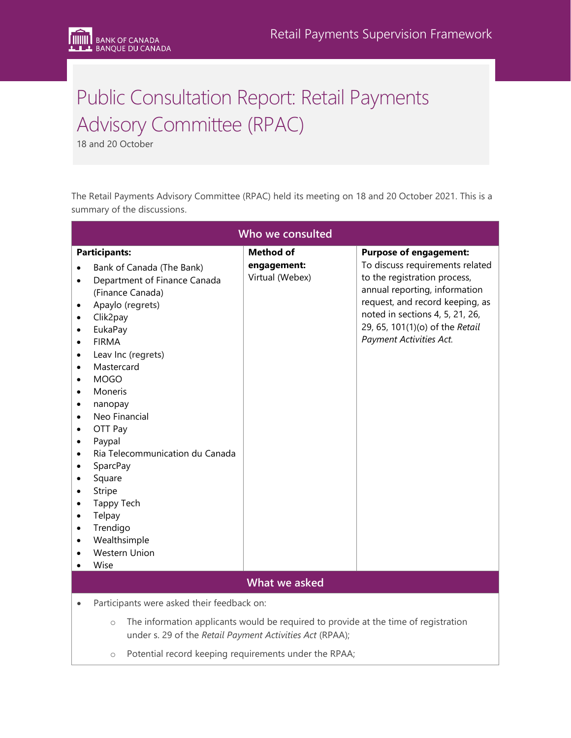# Public Consultation Report: Retail Payments Advisory Committee (RPAC)

18 and 20 October

The Retail Payments Advisory Committee (RPAC) held its meeting on 18 and 20 October 2021. This is a summary of the discussions.

## Who we consulted

| Participants: | Method of engagement: | Purpose of engagement: |
|---|---|---|
| • Bank of Canada (The Bank)<br>• Department of Finance Canada (Finance Canada)<br>• Apaylo (**regrets**)<br>• Clik2pay<br>• EukaPay<br>• FIRMA<br>• Leav Inc (**regrets**)<br>• Mastercard<br>• MOGO<br>• Moneris<br>• nanopay<br>• Neo Financial<br>• OTT Pay<br>• Paypal<br>• Ria Telecommunication du Canada<br>• SparcPay<br>• Square<br>• Stripe<br>• Tappy Tech<br>• Telpay<br>• Trendigo<br>• Wealthsimple<br>• Western Union<br>• Wise | Virtual (Webex) | To discuss requirements related to the registration process, annual reporting, information request, and record keeping, as noted in sections 4, 5, 21, 26, 29, 65, 101(1)(o) of the *Retail Payment Activities Act.* |

## What we asked

- Participants were asked their feedback on:
  - The information applicants would be required to provide at the time of registration under s. 29 of the *Retail Payment Activities Act* (RPAA);
  - Potential record keeping requirements under the RPAA;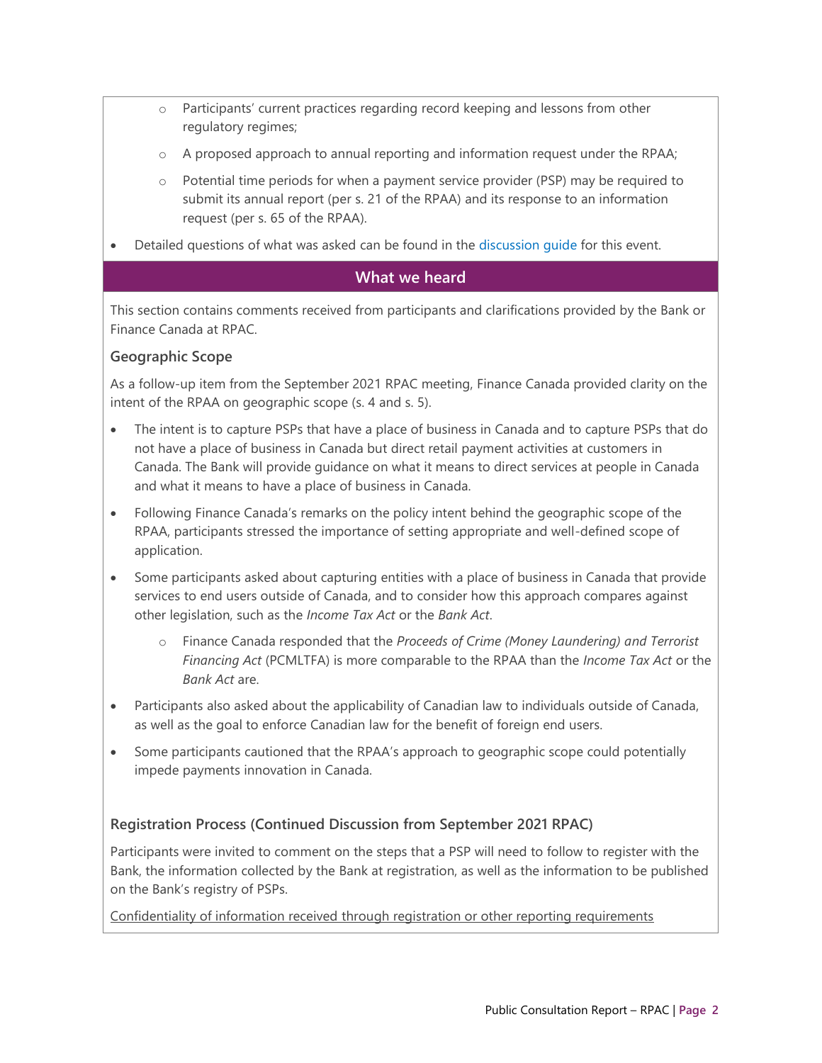- Participants' current practices regarding record keeping and lessons from other regulatory regimes;
  - A proposed approach to annual reporting and information request under the RPAA;
  - Potential time periods for when a payment service provider (PSP) may be required to submit its annual report (per s. 21 of the RPAA) and its response to an information request (per s. 65 of the RPAA).
- Detailed questions of what was asked can be found in the discussion guide for this event.

## What we heard

This section contains comments received from participants and clarifications provided by the Bank or Finance Canada at RPAC.

### Geographic Scope

As a follow-up item from the September 2021 RPAC meeting, Finance Canada provided clarity on the intent of the RPAA on geographic scope (s. 4 and s. 5).

- The intent is to capture PSPs that have a place of business in Canada and to capture PSPs that do not have a place of business in Canada but direct retail payment activities at customers in Canada. The Bank will provide guidance on what it means to direct services at people in Canada and what it means to have a place of business in Canada.
- Following Finance Canada's remarks on the policy intent behind the geographic scope of the RPAA, participants stressed the importance of setting appropriate and well-defined scope of application.
- Some participants asked about capturing entities with a place of business in Canada that provide services to end users outside of Canada, and to consider how this approach compares against other legislation, such as the *Income Tax Act* or the *Bank Act*.
  - Finance Canada responded that the *Proceeds of Crime (Money Laundering) and Terrorist Financing Act* (PCMLTFA) is more comparable to the RPAA than the *Income Tax Act* or the *Bank Act* are.
- Participants also asked about the applicability of Canadian law to individuals outside of Canada, as well as the goal to enforce Canadian law for the benefit of foreign end users.
- Some participants cautioned that the RPAA's approach to geographic scope could potentially impede payments innovation in Canada.

### Registration Process (Continued Discussion from September 2021 RPAC)

Participants were invited to comment on the steps that a PSP will need to follow to register with the Bank, the information collected by the Bank at registration, as well as the information to be published on the Bank's registry of PSPs.

<u>Confidentiality of information received through registration or other reporting requirements</u>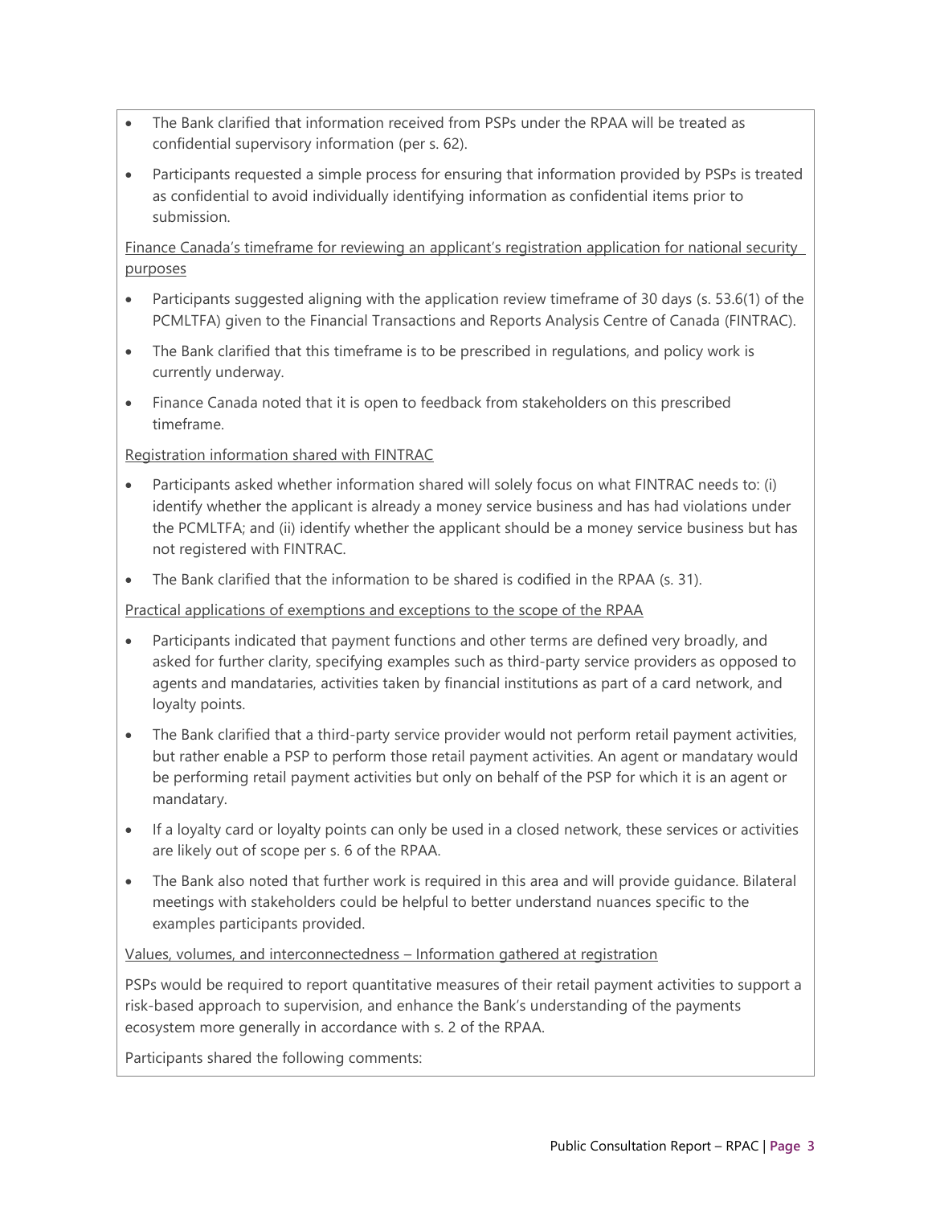- The Bank clarified that information received from PSPs under the RPAA will be treated as confidential supervisory information (per s. 62).
- Participants requested a simple process for ensuring that information provided by PSPs is treated as confidential to avoid individually identifying information as confidential items prior to submission.

Finance Canada's timeframe for reviewing an applicant's registration application for national security purposes

- Participants suggested aligning with the application review timeframe of 30 days (s. 53.6(1) of the PCMLTFA) given to the Financial Transactions and Reports Analysis Centre of Canada (FINTRAC).
- The Bank clarified that this timeframe is to be prescribed in regulations, and policy work is currently underway.
- Finance Canada noted that it is open to feedback from stakeholders on this prescribed timeframe.

Registration information shared with FINTRAC

- Participants asked whether information shared will solely focus on what FINTRAC needs to: (i) identify whether the applicant is already a money service business and has had violations under the PCMLTFA; and (ii) identify whether the applicant should be a money service business but has not registered with FINTRAC.
- The Bank clarified that the information to be shared is codified in the RPAA (s. 31).

Practical applications of exemptions and exceptions to the scope of the RPAA

- Participants indicated that payment functions and other terms are defined very broadly, and asked for further clarity, specifying examples such as third-party service providers as opposed to agents and mandataries, activities taken by financial institutions as part of a card network, and loyalty points.
- The Bank clarified that a third-party service provider would not perform retail payment activities, but rather enable a PSP to perform those retail payment activities. An agent or mandatary would be performing retail payment activities but only on behalf of the PSP for which it is an agent or mandatary.
- If a loyalty card or loyalty points can only be used in a closed network, these services or activities are likely out of scope per s. 6 of the RPAA.
- The Bank also noted that further work is required in this area and will provide guidance. Bilateral meetings with stakeholders could be helpful to better understand nuances specific to the examples participants provided.

Values, volumes, and interconnectedness – Information gathered at registration

PSPs would be required to report quantitative measures of their retail payment activities to support a risk-based approach to supervision, and enhance the Bank's understanding of the payments ecosystem more generally in accordance with s. 2 of the RPAA.

Participants shared the following comments: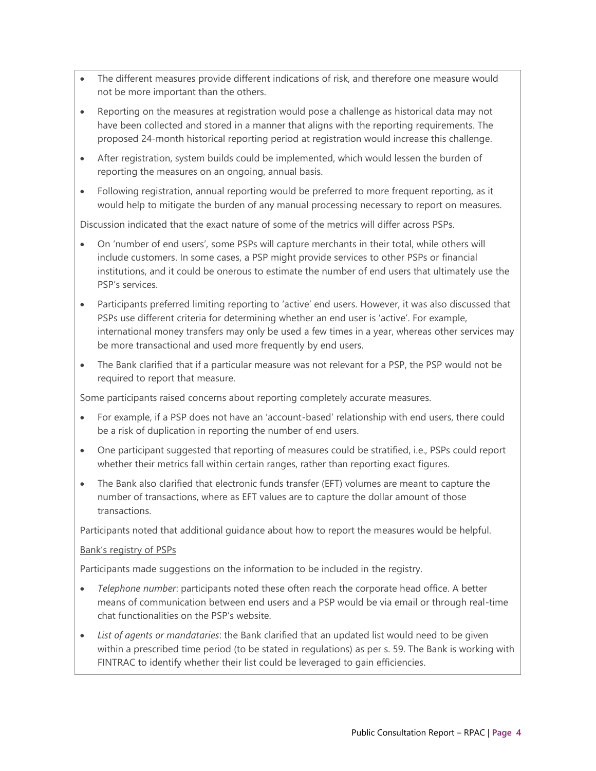- The different measures provide different indications of risk, and therefore one measure would not be more important than the others.
- Reporting on the measures at registration would pose a challenge as historical data may not have been collected and stored in a manner that aligns with the reporting requirements. The proposed 24-month historical reporting period at registration would increase this challenge.
- After registration, system builds could be implemented, which would lessen the burden of reporting the measures on an ongoing, annual basis.
- Following registration, annual reporting would be preferred to more frequent reporting, as it would help to mitigate the burden of any manual processing necessary to report on measures.

Discussion indicated that the exact nature of some of the metrics will differ across PSPs.

- On 'number of end users', some PSPs will capture merchants in their total, while others will include customers. In some cases, a PSP might provide services to other PSPs or financial institutions, and it could be onerous to estimate the number of end users that ultimately use the PSP's services.
- Participants preferred limiting reporting to 'active' end users. However, it was also discussed that PSPs use different criteria for determining whether an end user is 'active'. For example, international money transfers may only be used a few times in a year, whereas other services may be more transactional and used more frequently by end users.
- The Bank clarified that if a particular measure was not relevant for a PSP, the PSP would not be required to report that measure.

Some participants raised concerns about reporting completely accurate measures.

- For example, if a PSP does not have an 'account-based' relationship with end users, there could be a risk of duplication in reporting the number of end users.
- One participant suggested that reporting of measures could be stratified, i.e., PSPs could report whether their metrics fall within certain ranges, rather than reporting exact figures.
- The Bank also clarified that electronic funds transfer (EFT) volumes are meant to capture the number of transactions, where as EFT values are to capture the dollar amount of those transactions.

Participants noted that additional guidance about how to report the measures would be helpful.

<u>Bank's registry of PSPs</u>

Participants made suggestions on the information to be included in the registry.

- *Telephone number*: participants noted these often reach the corporate head office. A better means of communication between end users and a PSP would be via email or through real-time chat functionalities on the PSP's website.
- *List of agents or mandataries*: the Bank clarified that an updated list would need to be given within a prescribed time period (to be stated in regulations) as per s. 59. The Bank is working with FINTRAC to identify whether their list could be leveraged to gain efficiencies.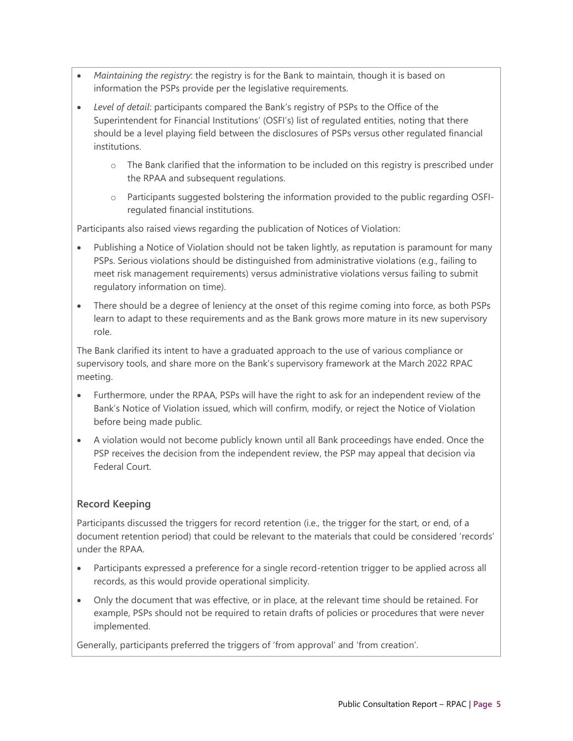- *Maintaining the registry*: the registry is for the Bank to maintain, though it is based on information the PSPs provide per the legislative requirements.
- *Level of detail*: participants compared the Bank's registry of PSPs to the Office of the Superintendent for Financial Institutions' (OSFI's) list of regulated entities, noting that there should be a level playing field between the disclosures of PSPs versus other regulated financial institutions.
  - The Bank clarified that the information to be included on this registry is prescribed under the RPAA and subsequent regulations.
  - Participants suggested bolstering the information provided to the public regarding OSFI-regulated financial institutions.

Participants also raised views regarding the publication of Notices of Violation:

- Publishing a Notice of Violation should not be taken lightly, as reputation is paramount for many PSPs. Serious violations should be distinguished from administrative violations (e.g., failing to meet risk management requirements) versus administrative violations versus failing to submit regulatory information on time).
- There should be a degree of leniency at the onset of this regime coming into force, as both PSPs learn to adapt to these requirements and as the Bank grows more mature in its new supervisory role.

The Bank clarified its intent to have a graduated approach to the use of various compliance or supervisory tools, and share more on the Bank's supervisory framework at the March 2022 RPAC meeting.

- Furthermore, under the RPAA, PSPs will have the right to ask for an independent review of the Bank's Notice of Violation issued, which will confirm, modify, or reject the Notice of Violation before being made public.
- A violation would not become publicly known until all Bank proceedings have ended. Once the PSP receives the decision from the independent review, the PSP may appeal that decision via Federal Court.

### Record Keeping

Participants discussed the triggers for record retention (i.e., the trigger for the start, or end, of a document retention period) that could be relevant to the materials that could be considered 'records' under the RPAA.

- Participants expressed a preference for a single record-retention trigger to be applied across all records, as this would provide operational simplicity.
- Only the document that was effective, or in place, at the relevant time should be retained. For example, PSPs should not be required to retain drafts of policies or procedures that were never implemented.

Generally, participants preferred the triggers of 'from approval' and 'from creation'.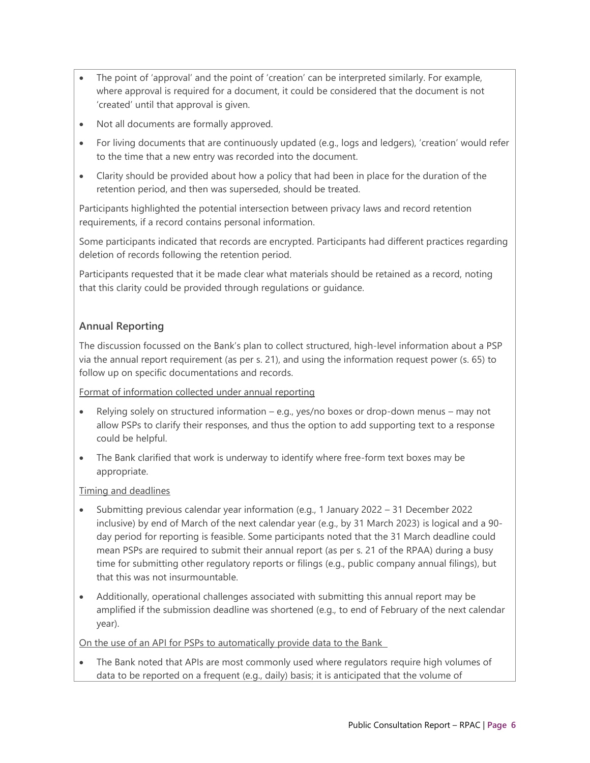- The point of 'approval' and the point of 'creation' can be interpreted similarly. For example, where approval is required for a document, it could be considered that the document is not 'created' until that approval is given.
- Not all documents are formally approved.
- For living documents that are continuously updated (e.g., logs and ledgers), 'creation' would refer to the time that a new entry was recorded into the document.
- Clarity should be provided about how a policy that had been in place for the duration of the retention period, and then was superseded, should be treated.

Participants highlighted the potential intersection between privacy laws and record retention requirements, if a record contains personal information.

Some participants indicated that records are encrypted. Participants had different practices regarding deletion of records following the retention period.

Participants requested that it be made clear what materials should be retained as a record, noting that this clarity could be provided through regulations or guidance.

### Annual Reporting

The discussion focussed on the Bank's plan to collect structured, high-level information about a PSP via the annual report requirement (as per s. 21), and using the information request power (s. 65) to follow up on specific documentations and records.

Format of information collected under annual reporting

- Relying solely on structured information – e.g., yes/no boxes or drop-down menus – may not allow PSPs to clarify their responses, and thus the option to add supporting text to a response could be helpful.
- The Bank clarified that work is underway to identify where free-form text boxes may be appropriate.

Timing and deadlines

- Submitting previous calendar year information (e.g., 1 January 2022 – 31 December 2022 inclusive) by end of March of the next calendar year (e.g., by 31 March 2023) is logical and a 90-day period for reporting is feasible. Some participants noted that the 31 March deadline could mean PSPs are required to submit their annual report (as per s. 21 of the RPAA) during a busy time for submitting other regulatory reports or filings (e.g., public company annual filings), but that this was not insurmountable.
- Additionally, operational challenges associated with submitting this annual report may be amplified if the submission deadline was shortened (e.g., to end of February of the next calendar year).

On the use of an API for PSPs to automatically provide data to the Bank

- The Bank noted that APIs are most commonly used where regulators require high volumes of data to be reported on a frequent (e.g., daily) basis; it is anticipated that the volume of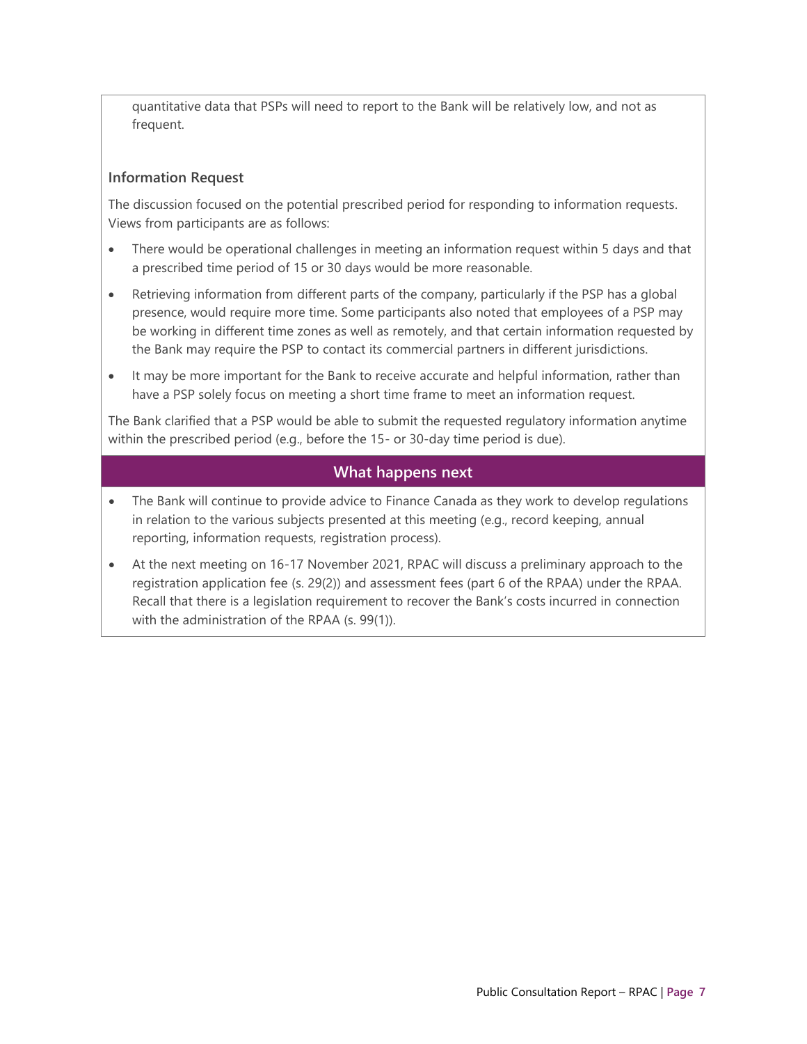quantitative data that PSPs will need to report to the Bank will be relatively low, and not as frequent.

### Information Request

The discussion focused on the potential prescribed period for responding to information requests. Views from participants are as follows:

- There would be operational challenges in meeting an information request within 5 days and that a prescribed time period of 15 or 30 days would be more reasonable.
- Retrieving information from different parts of the company, particularly if the PSP has a global presence, would require more time. Some participants also noted that employees of a PSP may be working in different time zones as well as remotely, and that certain information requested by the Bank may require the PSP to contact its commercial partners in different jurisdictions.
- It may be more important for the Bank to receive accurate and helpful information, rather than have a PSP solely focus on meeting a short time frame to meet an information request.

The Bank clarified that a PSP would be able to submit the requested regulatory information anytime within the prescribed period (e.g., before the 15- or 30-day time period is due).

## What happens next

- The Bank will continue to provide advice to Finance Canada as they work to develop regulations in relation to the various subjects presented at this meeting (e.g., record keeping, annual reporting, information requests, registration process).
- At the next meeting on 16-17 November 2021, RPAC will discuss a preliminary approach to the registration application fee (s. 29(2)) and assessment fees (part 6 of the RPAA) under the RPAA. Recall that there is a legislation requirement to recover the Bank's costs incurred in connection with the administration of the RPAA (s. 99(1)).